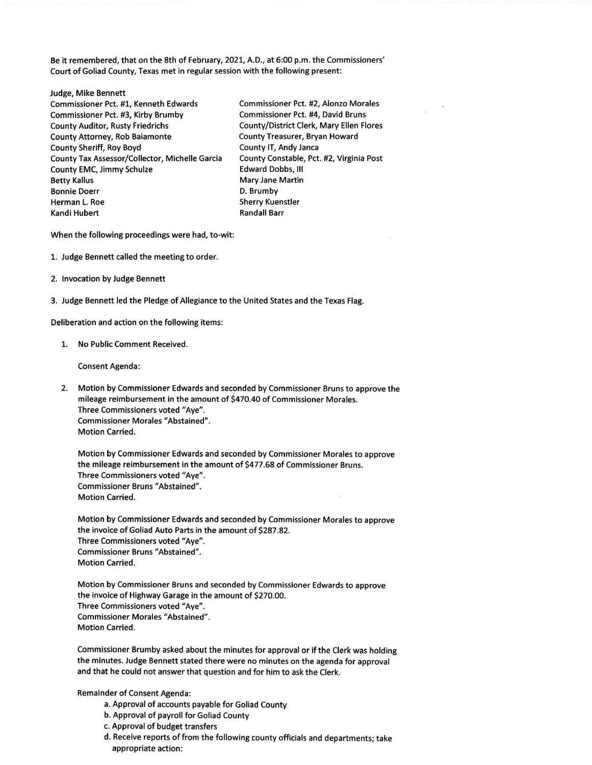Be it remembered, that on the 8th of February, 2021, A.D., at 6:00 p.m. the Commissioners' Court of Goliad County, Texas met in regular session with the following present:

Judge, Mike Bennett
Commissioner Pct. #1, Kenneth Edwards
Commissioner Pct. #2, Alonzo Morales
Commissioner Pct. #3, Kirby Brumby
Commissioner Pct. #4, David Bruns
County Auditor, Rusty Friedrichs
County/District Clerk, Mary Ellen Flores
County Attorney, Rob Baiamonte
County Treasurer, Bryan Howard
County Sheriff, Roy Boyd
County IT, Andy Janca
County Tax Assessor/Collector, Michelle Garcia
County Constable, Pct. #2, Virginia Post
County EMC, Jimmy Schulze
Edward Dobbs, III
Betty Kallus
Mary Jane Martin
Bonnie Doerr
D. Brumby
Herman L. Roe
Sherry Kuenstler
Kandi Hubert
Randall Barr

When the following proceedings were had, to-wit:

1. Judge Bennett called the meeting to order.

2. Invocation by Judge Bennett

3. Judge Bennett led the Pledge of Allegiance to the United States and the Texas Flag.

Deliberation and action on the following items:

1. No Public Comment Received.

   Consent Agenda:

2. Motion by Commissioner Edwards and seconded by Commissioner Bruns to approve the mileage reimbursement in the amount of $470.40 of Commissioner Morales.
   Three Commissioners voted "Aye".
   Commissioner Morales "Abstained".
   Motion Carried.

   Motion by Commissioner Edwards and seconded by Commissioner Morales to approve the mileage reimbursement in the amount of $477.68 of Commissioner Bruns.
   Three Commissioners voted "Aye".
   Commissioner Bruns "Abstained".
   Motion Carried.

   Motion by Commissioner Edwards and seconded by Commissioner Morales to approve the invoice of Goliad Auto Parts in the amount of $287.82.
   Three Commissioners voted "Aye".
   Commissioner Bruns "Abstained".
   Motion Carried.

   Motion by Commissioner Bruns and seconded by Commissioner Edwards to approve the invoice of Highway Garage in the amount of $270.00.
   Three Commissioners voted "Aye".
   Commissioner Morales "Abstained".
   Motion Carried.

   Commissioner Brumby asked about the minutes for approval or if the Clerk was holding the minutes. Judge Bennett stated there were no minutes on the agenda for approval and that he could not answer that question and for him to ask the Clerk.

   Remainder of Consent Agenda:
   - a. Approval of accounts payable for Goliad County
   - b. Approval of payroll for Goliad County
   - c. Approval of budget transfers
   - d. Receive reports of from the following county officials and departments; take appropriate action: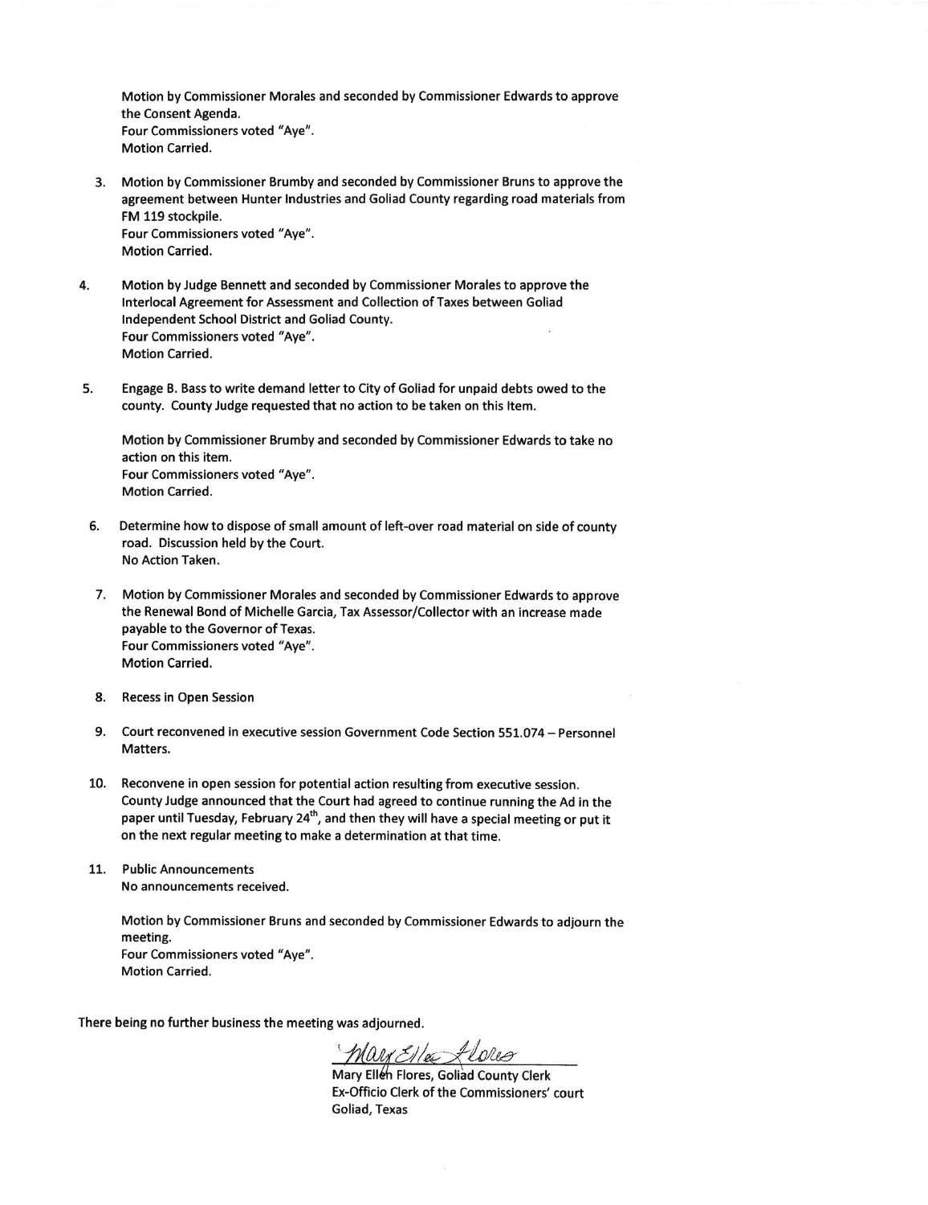Motion by Commissioner Morales and seconded by Commissioner Edwards to approve the Consent Agenda.
Four Commissioners voted "Aye".
Motion Carried.

3. Motion by Commissioner Brumby and seconded by Commissioner Bruns to approve the agreement between Hunter Industries and Goliad County regarding road materials from FM 119 stockpile.
   Four Commissioners voted "Aye".
   Motion Carried.

4. Motion by Judge Bennett and seconded by Commissioner Morales to approve the Interlocal Agreement for Assessment and Collection of Taxes between Goliad Independent School District and Goliad County.
   Four Commissioners voted "Aye".
   Motion Carried.

5. Engage B. Bass to write demand letter to City of Goliad for unpaid debts owed to the county. County Judge requested that no action to be taken on this Item.

   Motion by Commissioner Brumby and seconded by Commissioner Edwards to take no action on this item.
   Four Commissioners voted "Aye".
   Motion Carried.

6. Determine how to dispose of small amount of left-over road material on side of county road. Discussion held by the Court.
   No Action Taken.

7. Motion by Commissioner Morales and seconded by Commissioner Edwards to approve the Renewal Bond of Michelle Garcia, Tax Assessor/Collector with an increase made payable to the Governor of Texas.
   Four Commissioners voted "Aye".
   Motion Carried.

8. Recess in Open Session

9. Court reconvened in executive session Government Code Section 551.074 – Personnel Matters.

10. Reconvene in open session for potential action resulting from executive session. County Judge announced that the Court had agreed to continue running the Ad in the paper until Tuesday, February 24th, and then they will have a special meeting or put it on the next regular meeting to make a determination at that time.

11. Public Announcements
    No announcements received.

    Motion by Commissioner Bruns and seconded by Commissioner Edwards to adjourn the meeting.
    Four Commissioners voted "Aye".
    Motion Carried.

There being no further business the meeting was adjourned.

Mary Ellen Flores, Goliad County Clerk
Ex-Officio Clerk of the Commissioners' court
Goliad, Texas